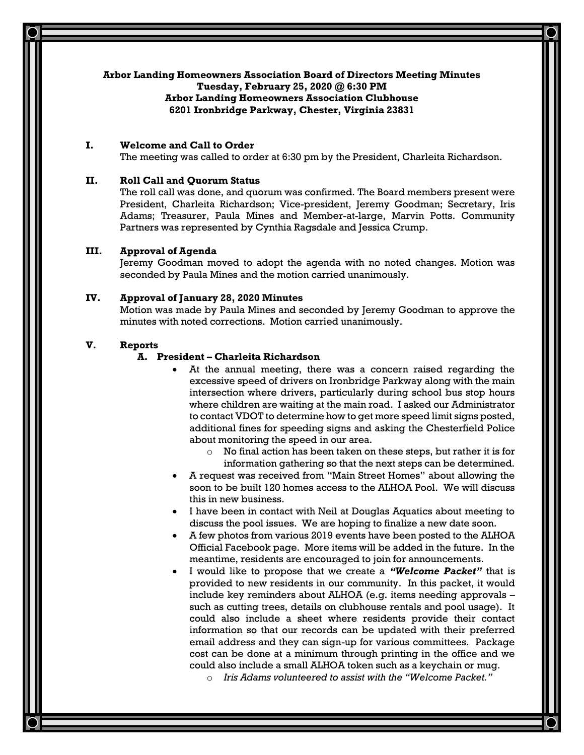**Arbor Landing Homeowners Association Board of Directors Meeting Minutes**
**Tuesday, February 25, 2020 @ 6:30 PM**
**Arbor Landing Homeowners Association Clubhouse**
**6201 Ironbridge Parkway, Chester, Virginia 23831**

## I. Welcome and Call to Order

The meeting was called to order at 6:30 pm by the President, Charleita Richardson.

## II. Roll Call and Quorum Status

The roll call was done, and quorum was confirmed. The Board members present were President, Charleita Richardson; Vice-president, Jeremy Goodman; Secretary, Iris Adams; Treasurer, Paula Mines and Member-at-large, Marvin Potts. Community Partners was represented by Cynthia Ragsdale and Jessica Crump.

## III. Approval of Agenda

Jeremy Goodman moved to adopt the agenda with no noted changes. Motion was seconded by Paula Mines and the motion carried unanimously.

## IV. Approval of January 28, 2020 Minutes

Motion was made by Paula Mines and seconded by Jeremy Goodman to approve the minutes with noted corrections. Motion carried unanimously.

## V. Reports

### A. President – Charleita Richardson

- At the annual meeting, there was a concern raised regarding the excessive speed of drivers on Ironbridge Parkway along with the main intersection where drivers, particularly during school bus stop hours where children are waiting at the main road. I asked our Administrator to contact VDOT to determine how to get more speed limit signs posted, additional fines for speeding signs and asking the Chesterfield Police about monitoring the speed in our area.
  - No final action has been taken on these steps, but rather it is for information gathering so that the next steps can be determined.
- A request was received from "Main Street Homes" about allowing the soon to be built 120 homes access to the ALHOA Pool. We will discuss this in new business.
- I have been in contact with Neil at Douglas Aquatics about meeting to discuss the pool issues. We are hoping to finalize a new date soon.
- A few photos from various 2019 events have been posted to the ALHOA Official Facebook page. More items will be added in the future. In the meantime, residents are encouraged to join for announcements.
- I would like to propose that we create a ***"Welcome Packet"*** that is provided to new residents in our community. In this packet, it would include key reminders about ALHOA (e.g. items needing approvals – such as cutting trees, details on clubhouse rentals and pool usage). It could also include a sheet where residents provide their contact information so that our records can be updated with their preferred email address and they can sign-up for various committees. Package cost can be done at a minimum through printing in the office and we could also include a small ALHOA token such as a keychain or mug.
  - *Iris Adams volunteered to assist with the "Welcome Packet."*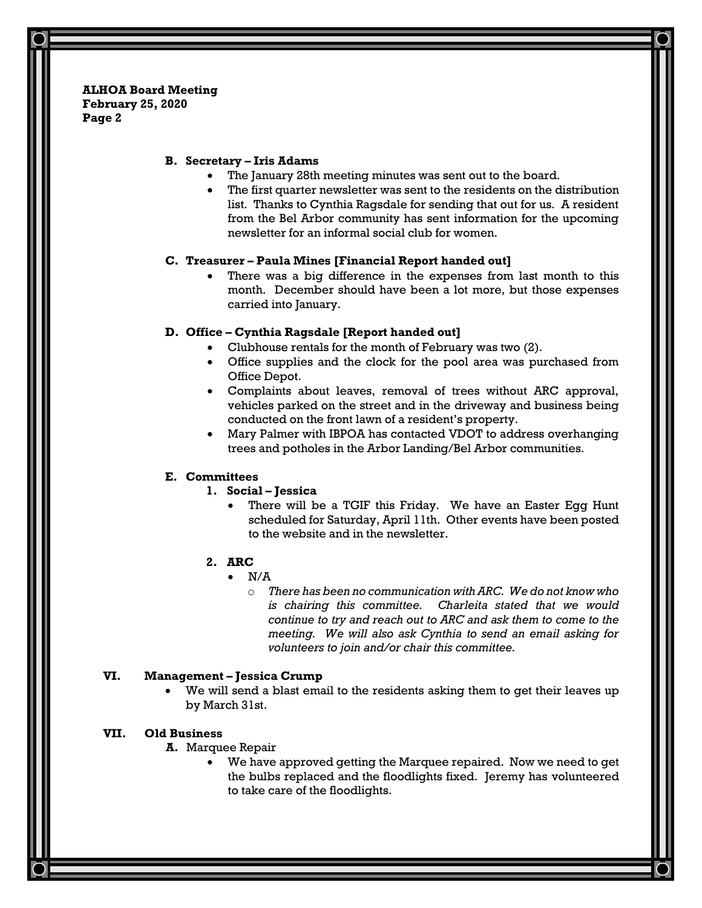**B. Secretary – Iris Adams**

- The January 28th meeting minutes was sent out to the board.
- The first quarter newsletter was sent to the residents on the distribution list. Thanks to Cynthia Ragsdale for sending that out for us. A resident from the Bel Arbor community has sent information for the upcoming newsletter for an informal social club for women.

**C. Treasurer – Paula Mines [Financial Report handed out]**

- There was a big difference in the expenses from last month to this month. December should have been a lot more, but those expenses carried into January.

**D. Office – Cynthia Ragsdale [Report handed out]**

- Clubhouse rentals for the month of February was two (2).
- Office supplies and the clock for the pool area was purchased from Office Depot.
- Complaints about leaves, removal of trees without ARC approval, vehicles parked on the street and in the driveway and business being conducted on the front lawn of a resident's property.
- Mary Palmer with IBPOA has contacted VDOT to address overhanging trees and potholes in the Arbor Landing/Bel Arbor communities.

**E. Committees**

**1. Social – Jessica**

- There will be a TGIF this Friday. We have an Easter Egg Hunt scheduled for Saturday, April 11th. Other events have been posted to the website and in the newsletter.

**2. ARC**

- N/A
  - *There has been no communication with ARC. We do not know who is chairing this committee. Charleita stated that we would continue to try and reach out to ARC and ask them to come to the meeting. We will also ask Cynthia to send an email asking for volunteers to join and/or chair this committee.*

## VI. Management – Jessica Crump

- We will send a blast email to the residents asking them to get their leaves up by March 31st.

## VII. Old Business

**A.** Marquee Repair

- We have approved getting the Marquee repaired. Now we need to get the bulbs replaced and the floodlights fixed. Jeremy has volunteered to take care of the floodlights.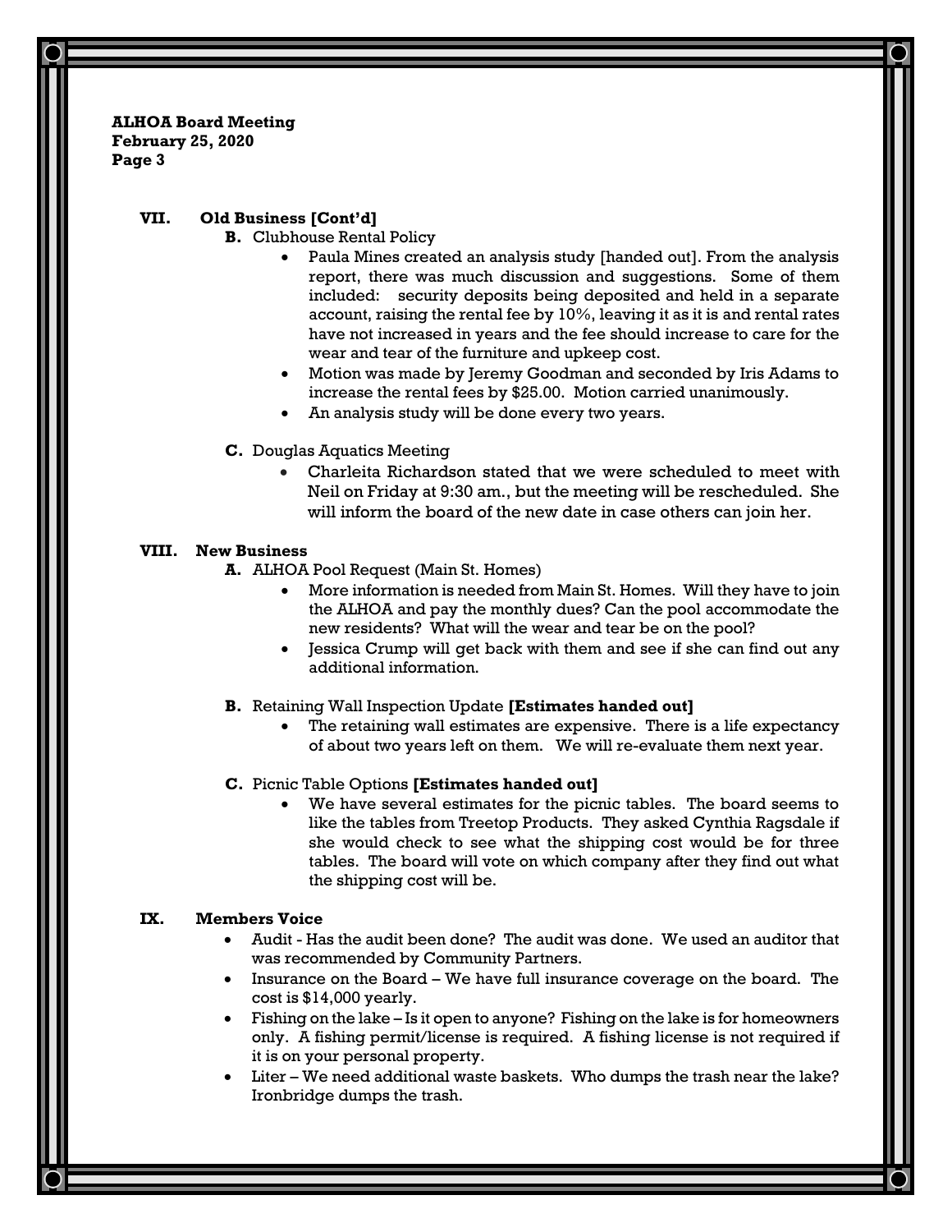## VII. Old Business [Cont'd]

**B.** Clubhouse Rental Policy

- Paula Mines created an analysis study [handed out]. From the analysis report, there was much discussion and suggestions. Some of them included: security deposits being deposited and held in a separate account, raising the rental fee by 10%, leaving it as it is and rental rates have not increased in years and the fee should increase to care for the wear and tear of the furniture and upkeep cost.
- Motion was made by Jeremy Goodman and seconded by Iris Adams to increase the rental fees by $25.00. Motion carried unanimously.
- An analysis study will be done every two years.

**C.** Douglas Aquatics Meeting

- Charleita Richardson stated that we were scheduled to meet with Neil on Friday at 9:30 am., but the meeting will be rescheduled. She will inform the board of the new date in case others can join her.

## VIII. New Business

**A.** ALHOA Pool Request (Main St. Homes)

- More information is needed from Main St. Homes. Will they have to join the ALHOA and pay the monthly dues? Can the pool accommodate the new residents? What will the wear and tear be on the pool?
- Jessica Crump will get back with them and see if she can find out any additional information.

**B.** Retaining Wall Inspection Update **[Estimates handed out]**

- The retaining wall estimates are expensive. There is a life expectancy of about two years left on them. We will re-evaluate them next year.

**C.** Picnic Table Options **[Estimates handed out]**

- We have several estimates for the picnic tables. The board seems to like the tables from Treetop Products. They asked Cynthia Ragsdale if she would check to see what the shipping cost would be for three tables. The board will vote on which company after they find out what the shipping cost will be.

## IX. Members Voice

- Audit - Has the audit been done? The audit was done. We used an auditor that was recommended by Community Partners.
- Insurance on the Board – We have full insurance coverage on the board. The cost is $14,000 yearly.
- Fishing on the lake – Is it open to anyone? Fishing on the lake is for homeowners only. A fishing permit/license is required. A fishing license is not required if it is on your personal property.
- Liter – We need additional waste baskets. Who dumps the trash near the lake? Ironbridge dumps the trash.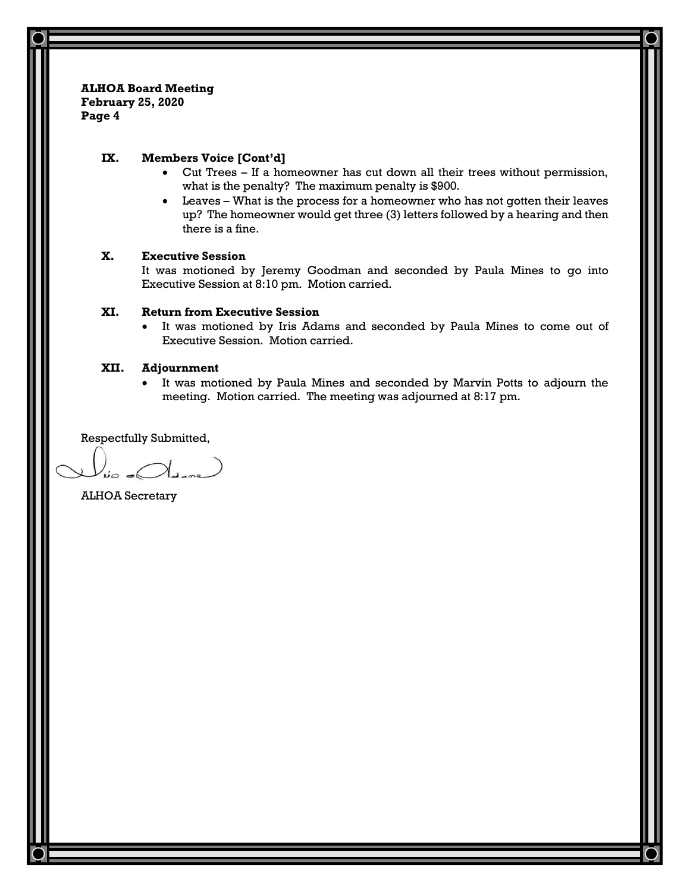**IX. Members Voice [Cont'd]**

- Cut Trees – If a homeowner has cut down all their trees without permission, what is the penalty? The maximum penalty is $900.
- Leaves – What is the process for a homeowner who has not gotten their leaves up? The homeowner would get three (3) letters followed by a hearing and then there is a fine.

**X. Executive Session**

It was motioned by Jeremy Goodman and seconded by Paula Mines to go into Executive Session at 8:10 pm. Motion carried.

**XI. Return from Executive Session**

- It was motioned by Iris Adams and seconded by Paula Mines to come out of Executive Session. Motion carried.

**XII. Adjournment**

- It was motioned by Paula Mines and seconded by Marvin Potts to adjourn the meeting. Motion carried. The meeting was adjourned at 8:17 pm.

Respectfully Submitted,

Iris Adams

ALHOA Secretary